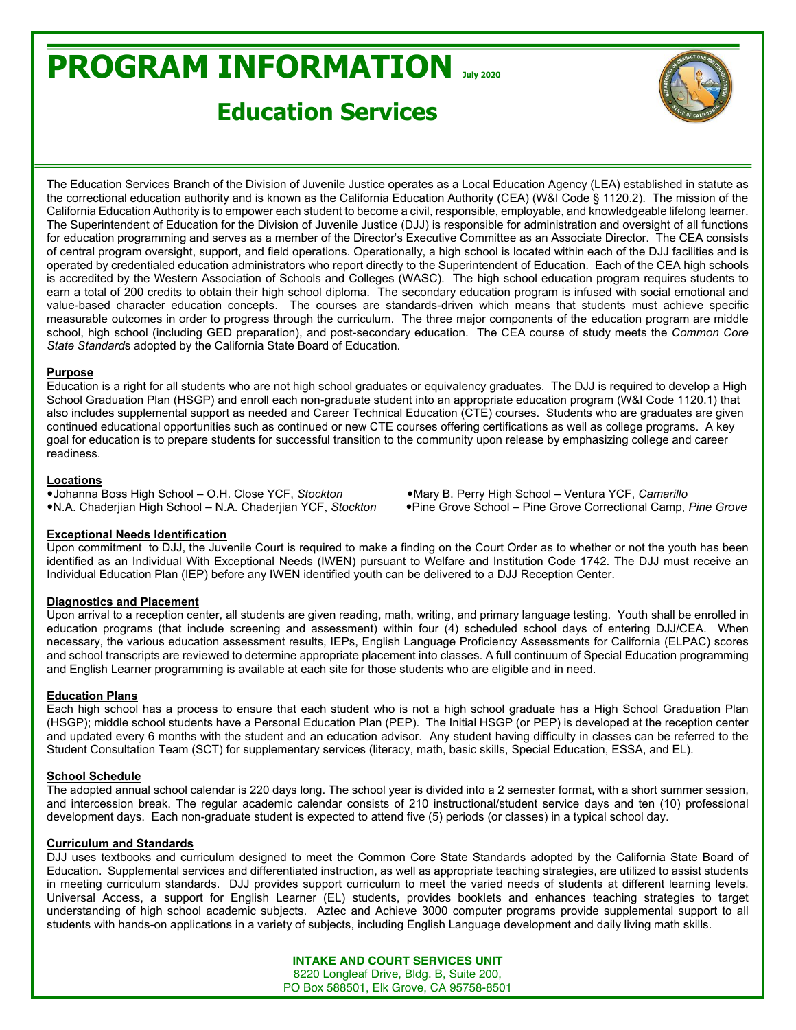# PROGRAM INFORMATION July 2020

## Education Services

The Education Services Branch of the Division of Juvenile Justice operates as a Local Education Agency (LEA) established in statute as the correctional education authority and is known as the California Education Authority (CEA) (W&I Code § 1120.2). The mission of the California Education Authority is to empower each student to become a civil, responsible, employable, and knowledgeable lifelong learner. The Superintendent of Education for the Division of Juvenile Justice (DJJ) is responsible for administration and oversight of all functions for education programming and serves as a member of the Director's Executive Committee as an Associate Director. The CEA consists of central program oversight, support, and field operations. Operationally, a high school is located within each of the DJJ facilities and is operated by credentialed education administrators who report directly to the Superintendent of Education. Each of the CEA high schools is accredited by the Western Association of Schools and Colleges (WASC). The high school education program requires students to earn a total of 200 credits to obtain their high school diploma. The secondary education program is infused with social emotional and value-based character education concepts. The courses are standards-driven which means that students must achieve specific measurable outcomes in order to progress through the curriculum. The three major components of the education program are middle school, high school (including GED preparation), and post-secondary education. The CEA course of study meets the *Common Core State Standards* adopted by the California State Board of Education.

### Purpose

Education is a right for all students who are not high school graduates or equivalency graduates. The DJJ is required to develop a High School Graduation Plan (HSGP) and enroll each non-graduate student into an appropriate education program (W&I Code 1120.1) that also includes supplemental support as needed and Career Technical Education (CTE) courses. Students who are graduates are given continued educational opportunities such as continued or new CTE courses offering certifications as well as college programs. A key goal for education is to prepare students for successful transition to the community upon release by emphasizing college and career readiness.

### Locations

- Johanna Boss High School – O.H. Close YCF, *Stockton*
- N.A. Chaderjian High School – N.A. Chaderjian YCF, *Stockton*
- Mary B. Perry High School – Ventura YCF, *Camarillo*
- Pine Grove School – Pine Grove Correctional Camp, *Pine Grove*

### Exceptional Needs Identification

Upon commitment to DJJ, the Juvenile Court is required to make a finding on the Court Order as to whether or not the youth has been identified as an Individual With Exceptional Needs (IWEN) pursuant to Welfare and Institution Code 1742. The DJJ must receive an Individual Education Plan (IEP) before any IWEN identified youth can be delivered to a DJJ Reception Center.

### Diagnostics and Placement

Upon arrival to a reception center, all students are given reading, math, writing, and primary language testing. Youth shall be enrolled in education programs (that include screening and assessment) within four (4) scheduled school days of entering DJJ/CEA. When necessary, the various education assessment results, IEPs, English Language Proficiency Assessments for California (ELPAC) scores and school transcripts are reviewed to determine appropriate placement into classes. A full continuum of Special Education programming and English Learner programming is available at each site for those students who are eligible and in need.

### Education Plans

Each high school has a process to ensure that each student who is not a high school graduate has a High School Graduation Plan (HSGP); middle school students have a Personal Education Plan (PEP). The Initial HSGP (or PEP) is developed at the reception center and updated every 6 months with the student and an education advisor. Any student having difficulty in classes can be referred to the Student Consultation Team (SCT) for supplementary services (literacy, math, basic skills, Special Education, ESSA, and EL).

### School Schedule

The adopted annual school calendar is 220 days long. The school year is divided into a 2 semester format, with a short summer session, and intercession break. The regular academic calendar consists of 210 instructional/student service days and ten (10) professional development days. Each non-graduate student is expected to attend five (5) periods (or classes) in a typical school day.

### Curriculum and Standards

DJJ uses textbooks and curriculum designed to meet the Common Core State Standards adopted by the California State Board of Education. Supplemental services and differentiated instruction, as well as appropriate teaching strategies, are utilized to assist students in meeting curriculum standards. DJJ provides support curriculum to meet the varied needs of students at different learning levels. Universal Access, a support for English Learner (EL) students, provides booklets and enhances teaching strategies to target understanding of high school academic subjects. Aztec and Achieve 3000 computer programs provide supplemental support to all students with hands-on applications in a variety of subjects, including English Language development and daily living math skills.

**INTAKE AND COURT SERVICES UNIT**
8220 Longleaf Drive, Bldg. B, Suite 200,
PO Box 588501, Elk Grove, CA 95758-8501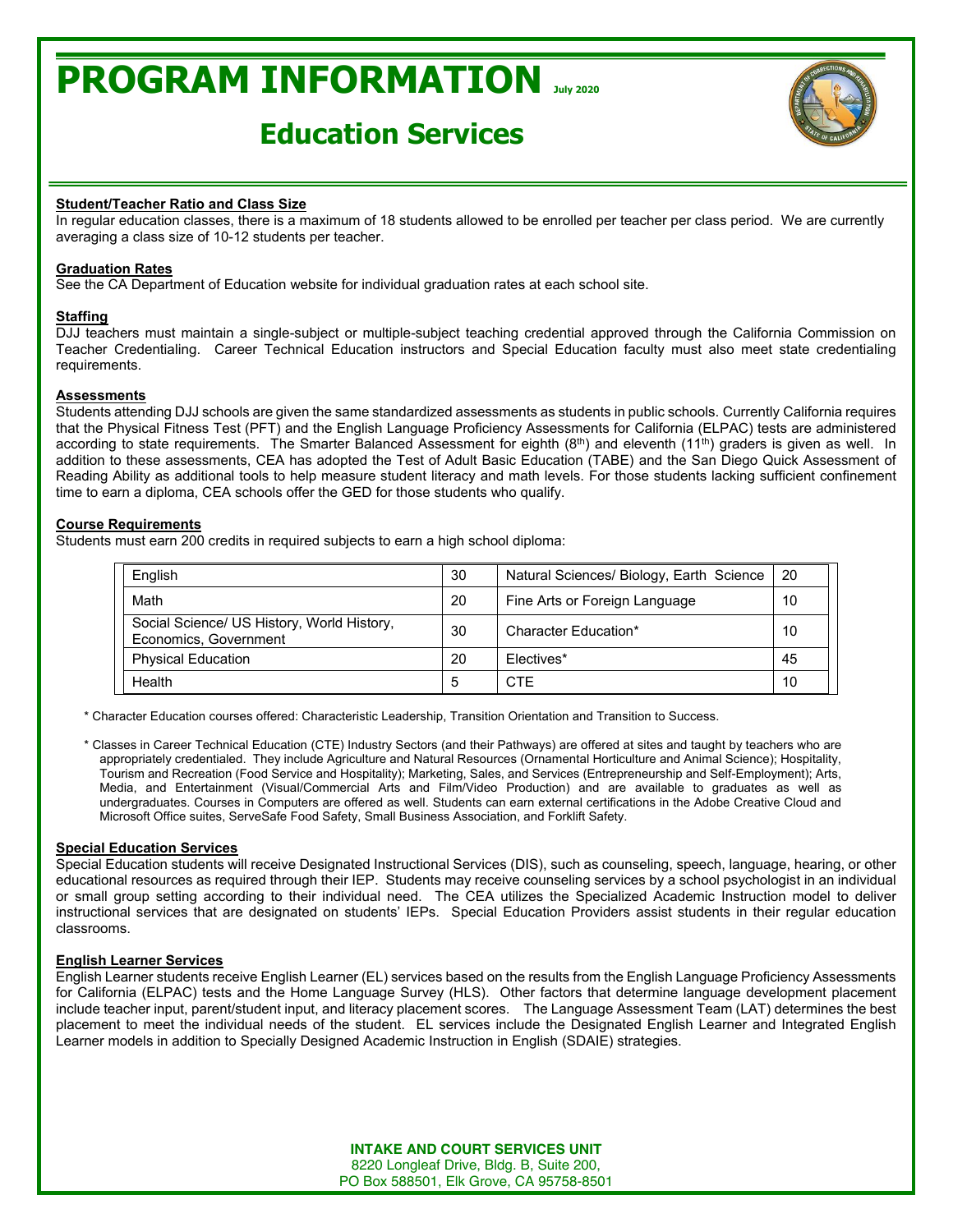# PROGRAM INFORMATION

July 2020

## Education Services

**Student/Teacher Ratio and Class Size**

In regular education classes, there is a maximum of 18 students allowed to be enrolled per teacher per class period. We are currently averaging a class size of 10-12 students per teacher.

**Graduation Rates**

See the CA Department of Education website for individual graduation rates at each school site.

**Staffing**

DJJ teachers must maintain a single-subject or multiple-subject teaching credential approved through the California Commission on Teacher Credentialing. Career Technical Education instructors and Special Education faculty must also meet state credentialing requirements.

**Assessments**

Students attending DJJ schools are given the same standardized assessments as students in public schools. Currently California requires that the Physical Fitness Test (PFT) and the English Language Proficiency Assessments for California (ELPAC) tests are administered according to state requirements. The Smarter Balanced Assessment for eighth (8th) and eleventh (11th) graders is given as well. In addition to these assessments, CEA has adopted the Test of Adult Basic Education (TABE) and the San Diego Quick Assessment of Reading Ability as additional tools to help measure student literacy and math levels. For those students lacking sufficient confinement time to earn a diploma, CEA schools offer the GED for those students who qualify.

**Course Requirements**

Students must earn 200 credits in required subjects to earn a high school diploma:

| Subject | Credits | Subject | Credits |
|---|---|---|---|
| English | 30 | Natural Sciences/ Biology, Earth Science | 20 |
| Math | 20 | Fine Arts or Foreign Language | 10 |
| Social Science/ US History, World History, Economics, Government | 30 | Character Education* | 10 |
| Physical Education | 20 | Electives* | 45 |
| Health | 5 | CTE | 10 |

\* Character Education courses offered: Characteristic Leadership, Transition Orientation and Transition to Success.

\* Classes in Career Technical Education (CTE) Industry Sectors (and their Pathways) are offered at sites and taught by teachers who are appropriately credentialed. They include Agriculture and Natural Resources (Ornamental Horticulture and Animal Science); Hospitality, Tourism and Recreation (Food Service and Hospitality); Marketing, Sales, and Services (Entrepreneurship and Self-Employment); Arts, Media, and Entertainment (Visual/Commercial Arts and Film/Video Production) and are available to graduates as well as undergraduates. Courses in Computers are offered as well. Students can earn external certifications in the Adobe Creative Cloud and Microsoft Office suites, ServeSafe Food Safety, Small Business Association, and Forklift Safety.

**Special Education Services**

Special Education students will receive Designated Instructional Services (DIS), such as counseling, speech, language, hearing, or other educational resources as required through their IEP. Students may receive counseling services by a school psychologist in an individual or small group setting according to their individual need. The CEA utilizes the Specialized Academic Instruction model to deliver instructional services that are designated on students' IEPs. Special Education Providers assist students in their regular education classrooms.

**English Learner Services**

English Learner students receive English Learner (EL) services based on the results from the English Language Proficiency Assessments for California (ELPAC) tests and the Home Language Survey (HLS). Other factors that determine language development placement include teacher input, parent/student input, and literacy placement scores. The Language Assessment Team (LAT) determines the best placement to meet the individual needs of the student. EL services include the Designated English Learner and Integrated English Learner models in addition to Specially Designed Academic Instruction in English (SDAIE) strategies.

**INTAKE AND COURT SERVICES UNIT**
8220 Longleaf Drive, Bldg. B, Suite 200,
PO Box 588501, Elk Grove, CA 95758-8501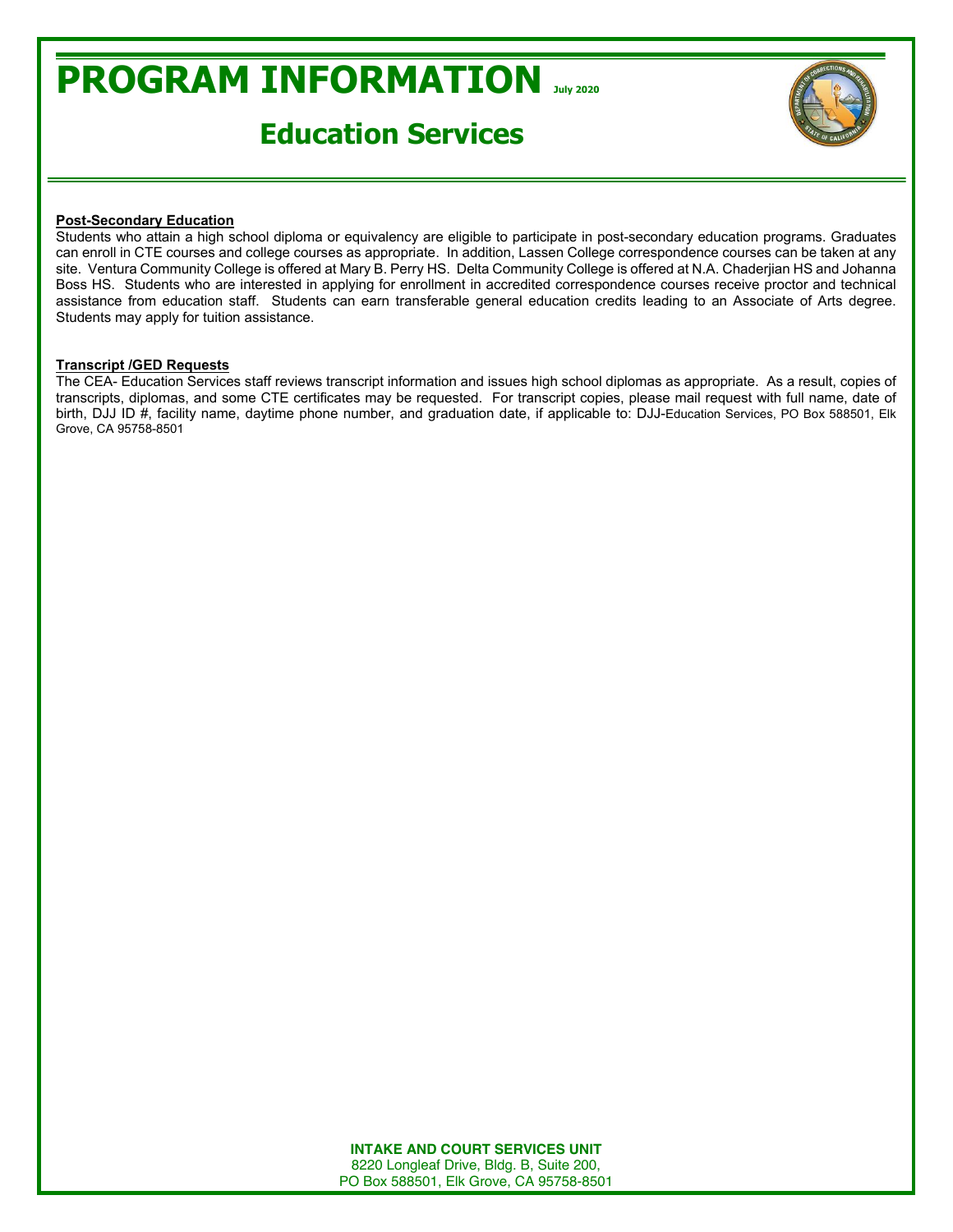# PROGRAM INFORMATION July 2020

## Education Services

**Post-Secondary Education**

Students who attain a high school diploma or equivalency are eligible to participate in post-secondary education programs. Graduates can enroll in CTE courses and college courses as appropriate. In addition, Lassen College correspondence courses can be taken at any site. Ventura Community College is offered at Mary B. Perry HS. Delta Community College is offered at N.A. Chaderjian HS and Johanna Boss HS. Students who are interested in applying for enrollment in accredited correspondence courses receive proctor and technical assistance from education staff. Students can earn transferable general education credits leading to an Associate of Arts degree. Students may apply for tuition assistance.

**Transcript /GED Requests**

The CEA- Education Services staff reviews transcript information and issues high school diplomas as appropriate. As a result, copies of transcripts, diplomas, and some CTE certificates may be requested. For transcript copies, please mail request with full name, date of birth, DJJ ID #, facility name, daytime phone number, and graduation date, if applicable to: DJJ-Education Services, PO Box 588501, Elk Grove, CA 95758-8501

**INTAKE AND COURT SERVICES UNIT**
8220 Longleaf Drive, Bldg. B, Suite 200,
PO Box 588501, Elk Grove, CA 95758-8501